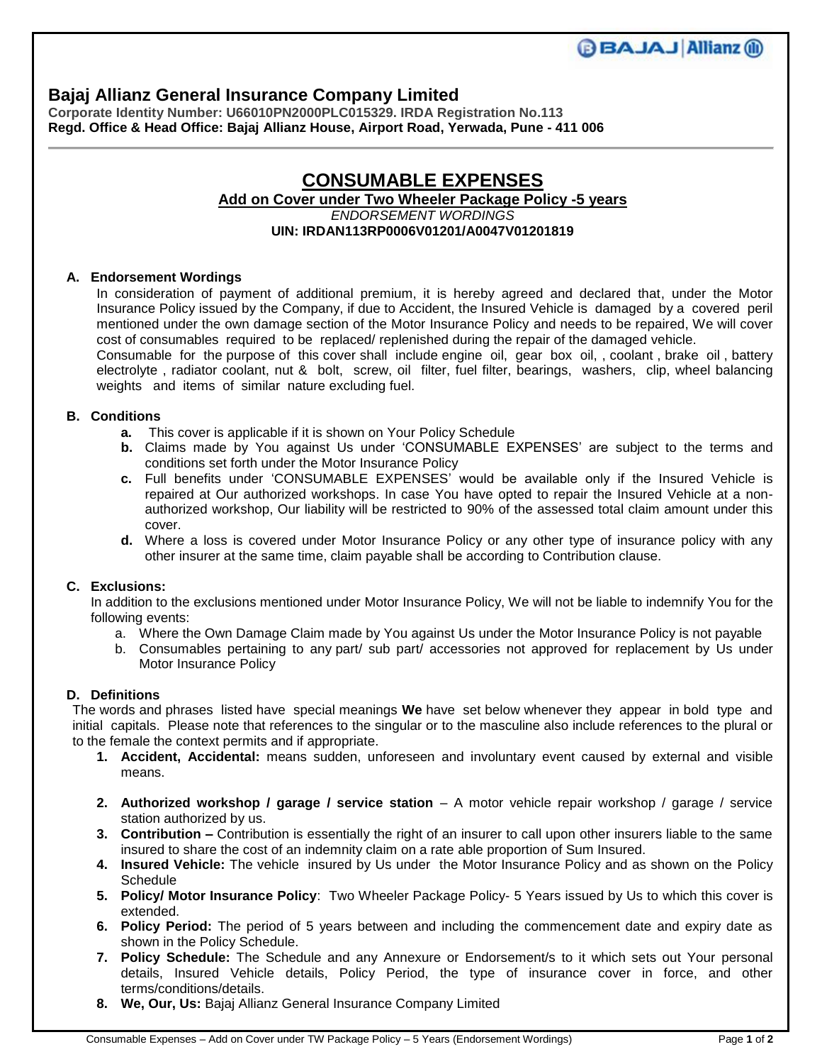## Bajaj Allianz General Insurance Company Limited

**Corporate Identity Number: U66010PN2000PLC015329. IRDA Registration No.113**
**Regd. Office & Head Office: Bajaj Allianz House, Airport Road, Yerwada, Pune - 411 006**

# CONSUMABLE EXPENSES

**Add on Cover under Two Wheeler Package Policy -5 years**

*ENDORSEMENT WORDINGS*

**UIN: IRDAN113RP0006V01201/A0047V01201819**

### A. Endorsement Wordings

In consideration of payment of additional premium, it is hereby agreed and declared that, under the Motor Insurance Policy issued by the Company, if due to Accident, the Insured Vehicle is damaged by a covered peril mentioned under the own damage section of the Motor Insurance Policy and needs to be repaired, We will cover cost of consumables required to be replaced/ replenished during the repair of the damaged vehicle.

Consumable for the purpose of this cover shall include engine oil, gear box oil, , coolant , brake oil , battery electrolyte , radiator coolant, nut & bolt, screw, oil filter, fuel filter, bearings, washers, clip, wheel balancing weights and items of similar nature excluding fuel.

### B. Conditions

- **a.** This cover is applicable if it is shown on Your Policy Schedule
- **b.** Claims made by You against Us under 'CONSUMABLE EXPENSES' are subject to the terms and conditions set forth under the Motor Insurance Policy
- **c.** Full benefits under 'CONSUMABLE EXPENSES' would be available only if the Insured Vehicle is repaired at Our authorized workshops. In case You have opted to repair the Insured Vehicle at a non-authorized workshop, Our liability will be restricted to 90% of the assessed total claim amount under this cover.
- **d.** Where a loss is covered under Motor Insurance Policy or any other type of insurance policy with any other insurer at the same time, claim payable shall be according to Contribution clause.

### C. Exclusions:

In addition to the exclusions mentioned under Motor Insurance Policy, We will not be liable to indemnify You for the following events:

- a. Where the Own Damage Claim made by You against Us under the Motor Insurance Policy is not payable
- b. Consumables pertaining to any part/ sub part/ accessories not approved for replacement by Us under Motor Insurance Policy

### D. Definitions

The words and phrases listed have special meanings **We** have set below whenever they appear in bold type and initial capitals. Please note that references to the singular or to the masculine also include references to the plural or to the female the context permits and if appropriate.

1. **Accident, Accidental:** means sudden, unforeseen and involuntary event caused by external and visible means.
2. **Authorized workshop / garage / service station** – A motor vehicle repair workshop / garage / service station authorized by us.
3. **Contribution –** Contribution is essentially the right of an insurer to call upon other insurers liable to the same insured to share the cost of an indemnity claim on a rate able proportion of Sum Insured.
4. **Insured Vehicle:** The vehicle insured by Us under the Motor Insurance Policy and as shown on the Policy Schedule
5. **Policy/ Motor Insurance Policy**: Two Wheeler Package Policy- 5 Years issued by Us to which this cover is extended.
6. **Policy Period:** The period of 5 years between and including the commencement date and expiry date as shown in the Policy Schedule.
7. **Policy Schedule:** The Schedule and any Annexure or Endorsement/s to it which sets out Your personal details, Insured Vehicle details, Policy Period, the type of insurance cover in force, and other terms/conditions/details.
8. **We, Our, Us:** Bajaj Allianz General Insurance Company Limited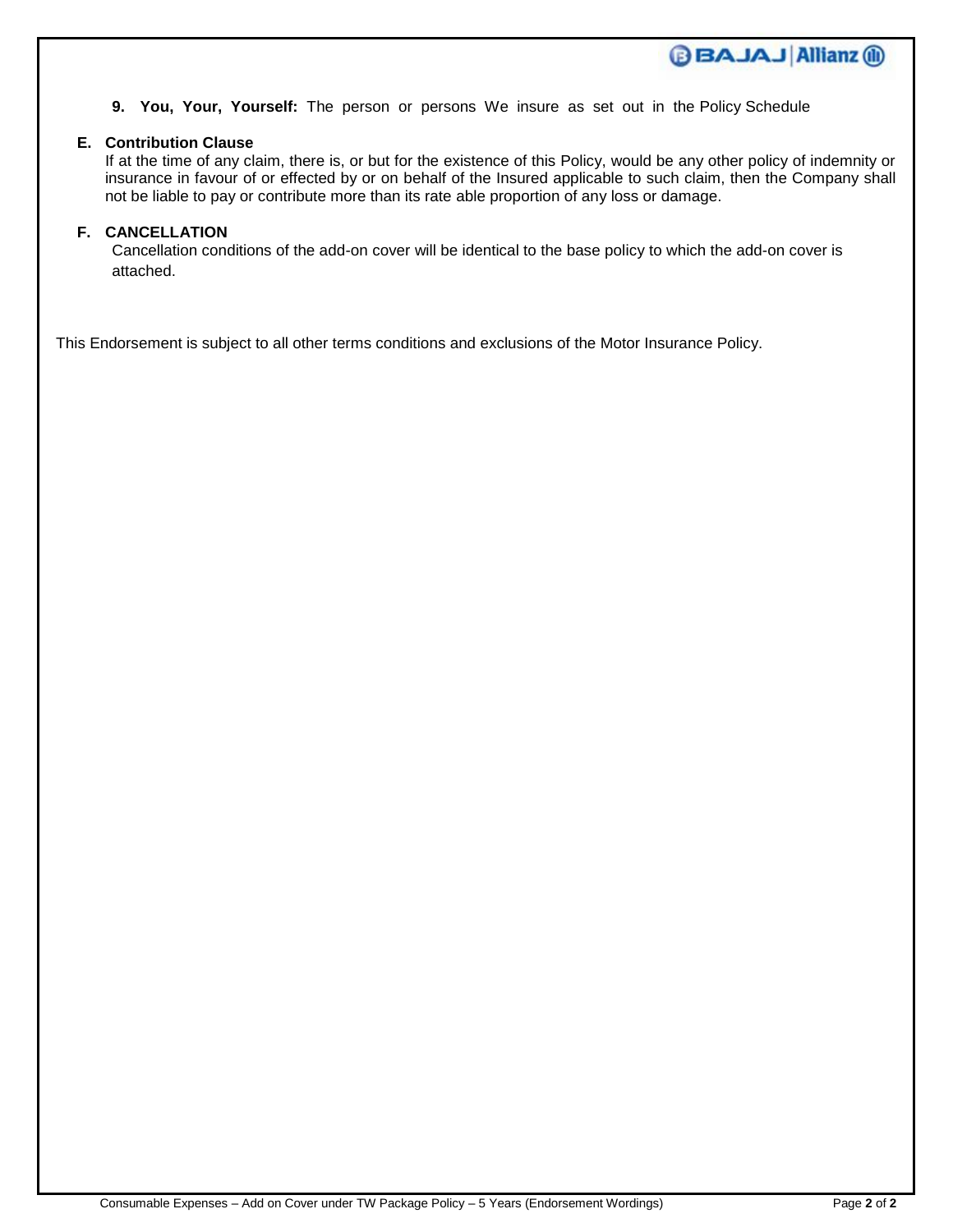9. **You, Your, Yourself:** The person or persons We insure as set out in the Policy Schedule

**E. Contribution Clause**

If at the time of any claim, there is, or but for the existence of this Policy, would be any other policy of indemnity or insurance in favour of or effected by or on behalf of the Insured applicable to such claim, then the Company shall not be liable to pay or contribute more than its rate able proportion of any loss or damage.

**F. CANCELLATION**

Cancellation conditions of the add-on cover will be identical to the base policy to which the add-on cover is attached.

This Endorsement is subject to all other terms conditions and exclusions of the Motor Insurance Policy.